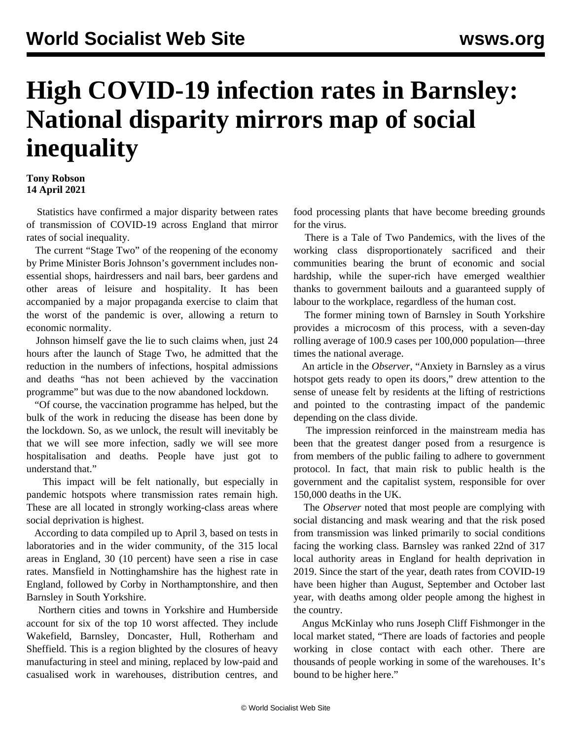# High COVID-19 infection rates in Barnsley: National disparity mirrors map of social inequality

**Tony Robson**
**14 April 2021**

Statistics have confirmed a major disparity between rates of transmission of COVID-19 across England that mirror rates of social inequality.

The current "Stage Two" of the reopening of the economy by Prime Minister Boris Johnson's government includes non-essential shops, hairdressers and nail bars, beer gardens and other areas of leisure and hospitality. It has been accompanied by a major propaganda exercise to claim that the worst of the pandemic is over, allowing a return to economic normality.

Johnson himself gave the lie to such claims when, just 24 hours after the launch of Stage Two, he admitted that the reduction in the numbers of infections, hospital admissions and deaths "has not been achieved by the vaccination programme" but was due to the now abandoned lockdown.

"Of course, the vaccination programme has helped, but the bulk of the work in reducing the disease has been done by the lockdown. So, as we unlock, the result will inevitably be that we will see more infection, sadly we will see more hospitalisation and deaths. People have just got to understand that."

This impact will be felt nationally, but especially in pandemic hotspots where transmission rates remain high. These are all located in strongly working-class areas where social deprivation is highest.

According to data compiled up to April 3, based on tests in laboratories and in the wider community, of the 315 local areas in England, 30 (10 percent) have seen a rise in case rates. Mansfield in Nottinghamshire has the highest rate in England, followed by Corby in Northamptonshire, and then Barnsley in South Yorkshire.

Northern cities and towns in Yorkshire and Humberside account for six of the top 10 worst affected. They include Wakefield, Barnsley, Doncaster, Hull, Rotherham and Sheffield. This is a region blighted by the closures of heavy manufacturing in steel and mining, replaced by low-paid and casualised work in warehouses, distribution centres, and food processing plants that have become breeding grounds for the virus.

There is a Tale of Two Pandemics, with the lives of the working class disproportionately sacrificed and their communities bearing the brunt of economic and social hardship, while the super-rich have emerged wealthier thanks to government bailouts and a guaranteed supply of labour to the workplace, regardless of the human cost.

The former mining town of Barnsley in South Yorkshire provides a microcosm of this process, with a seven-day rolling average of 100.9 cases per 100,000 population—three times the national average.

An article in the *Observer*, "Anxiety in Barnsley as a virus hotspot gets ready to open its doors," drew attention to the sense of unease felt by residents at the lifting of restrictions and pointed to the contrasting impact of the pandemic depending on the class divide.

The impression reinforced in the mainstream media has been that the greatest danger posed from a resurgence is from members of the public failing to adhere to government protocol. In fact, that main risk to public health is the government and the capitalist system, responsible for over 150,000 deaths in the UK.

The *Observer* noted that most people are complying with social distancing and mask wearing and that the risk posed from transmission was linked primarily to social conditions facing the working class. Barnsley was ranked 22nd of 317 local authority areas in England for health deprivation in 2019. Since the start of the year, death rates from COVID-19 have been higher than August, September and October last year, with deaths among older people among the highest in the country.

Angus McKinlay who runs Joseph Cliff Fishmonger in the local market stated, "There are loads of factories and people working in close contact with each other. There are thousands of people working in some of the warehouses. It's bound to be higher here."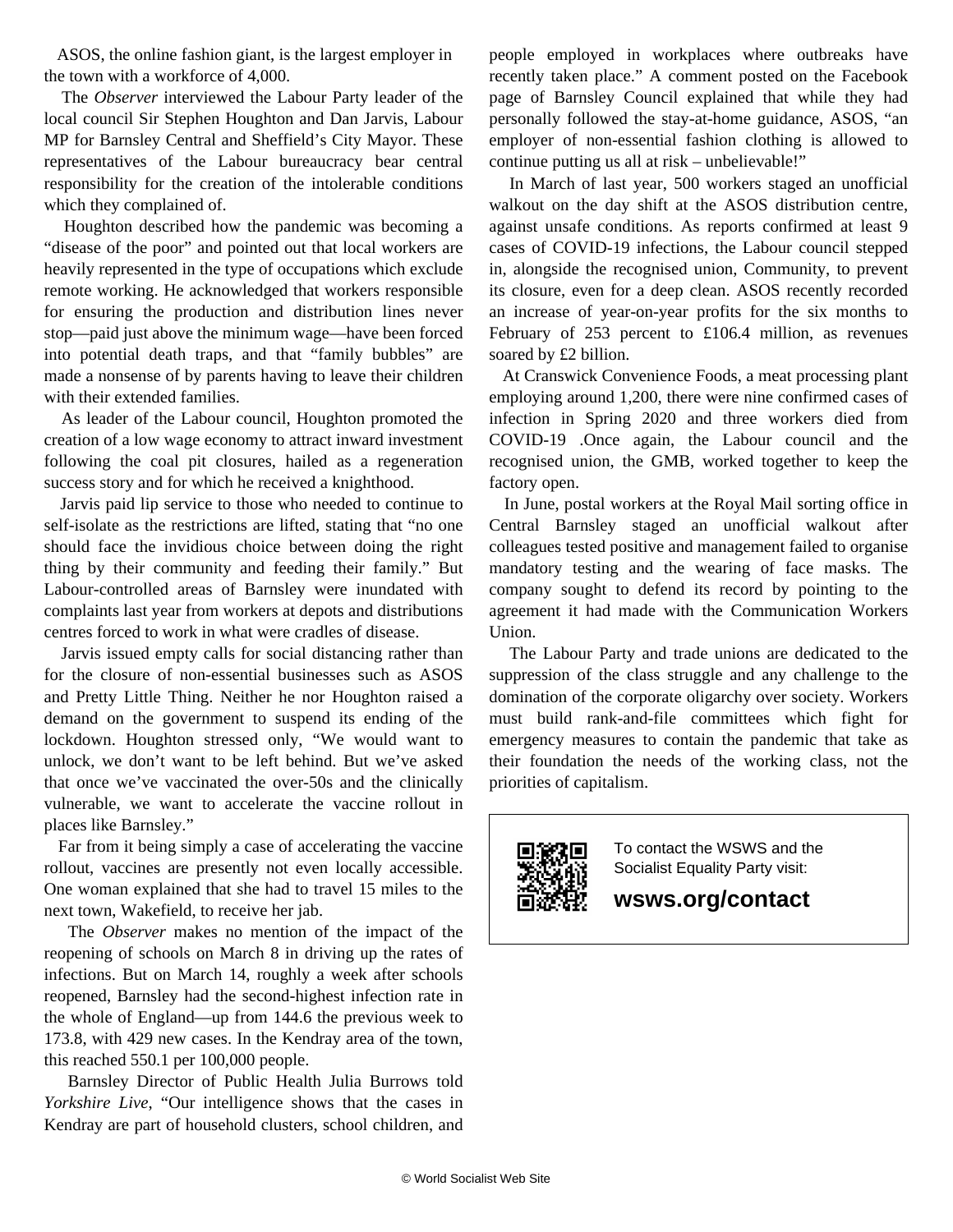ASOS, the online fashion giant, is the largest employer in the town with a workforce of 4,000.

The *Observer* interviewed the Labour Party leader of the local council Sir Stephen Houghton and Dan Jarvis, Labour MP for Barnsley Central and Sheffield's City Mayor. These representatives of the Labour bureaucracy bear central responsibility for the creation of the intolerable conditions which they complained of.

Houghton described how the pandemic was becoming a "disease of the poor" and pointed out that local workers are heavily represented in the type of occupations which exclude remote working. He acknowledged that workers responsible for ensuring the production and distribution lines never stop—paid just above the minimum wage—have been forced into potential death traps, and that "family bubbles" are made a nonsense of by parents having to leave their children with their extended families.

As leader of the Labour council, Houghton promoted the creation of a low wage economy to attract inward investment following the coal pit closures, hailed as a regeneration success story and for which he received a knighthood.

Jarvis paid lip service to those who needed to continue to self-isolate as the restrictions are lifted, stating that "no one should face the invidious choice between doing the right thing by their community and feeding their family." But Labour-controlled areas of Barnsley were inundated with complaints last year from workers at depots and distributions centres forced to work in what were cradles of disease.

Jarvis issued empty calls for social distancing rather than for the closure of non-essential businesses such as ASOS and Pretty Little Thing. Neither he nor Houghton raised a demand on the government to suspend its ending of the lockdown. Houghton stressed only, "We would want to unlock, we don't want to be left behind. But we've asked that once we've vaccinated the over-50s and the clinically vulnerable, we want to accelerate the vaccine rollout in places like Barnsley."

Far from it being simply a case of accelerating the vaccine rollout, vaccines are presently not even locally accessible. One woman explained that she had to travel 15 miles to the next town, Wakefield, to receive her jab.

The *Observer* makes no mention of the impact of the reopening of schools on March 8 in driving up the rates of infections. But on March 14, roughly a week after schools reopened, Barnsley had the second-highest infection rate in the whole of England—up from 144.6 the previous week to 173.8, with 429 new cases. In the Kendray area of the town, this reached 550.1 per 100,000 people.

Barnsley Director of Public Health Julia Burrows told *Yorkshire Live*, "Our intelligence shows that the cases in Kendray are part of household clusters, school children, and people employed in workplaces where outbreaks have recently taken place." A comment posted on the Facebook page of Barnsley Council explained that while they had personally followed the stay-at-home guidance, ASOS, "an employer of non-essential fashion clothing is allowed to continue putting us all at risk – unbelievable!"

In March of last year, 500 workers staged an unofficial walkout on the day shift at the ASOS distribution centre, against unsafe conditions. As reports confirmed at least 9 cases of COVID-19 infections, the Labour council stepped in, alongside the recognised union, Community, to prevent its closure, even for a deep clean. ASOS recently recorded an increase of year-on-year profits for the six months to February of 253 percent to £106.4 million, as revenues soared by £2 billion.

At Cranswick Convenience Foods, a meat processing plant employing around 1,200, there were nine confirmed cases of infection in Spring 2020 and three workers died from COVID-19 .Once again, the Labour council and the recognised union, the GMB, worked together to keep the factory open.

In June, postal workers at the Royal Mail sorting office in Central Barnsley staged an unofficial walkout after colleagues tested positive and management failed to organise mandatory testing and the wearing of face masks. The company sought to defend its record by pointing to the agreement it had made with the Communication Workers Union.

The Labour Party and trade unions are dedicated to the suppression of the class struggle and any challenge to the domination of the corporate oligarchy over society. Workers must build rank-and-file committees which fight for emergency measures to contain the pandemic that take as their foundation the needs of the working class, not the priorities of capitalism.

To contact the WSWS and the Socialist Equality Party visit:

**wsws.org/contact**